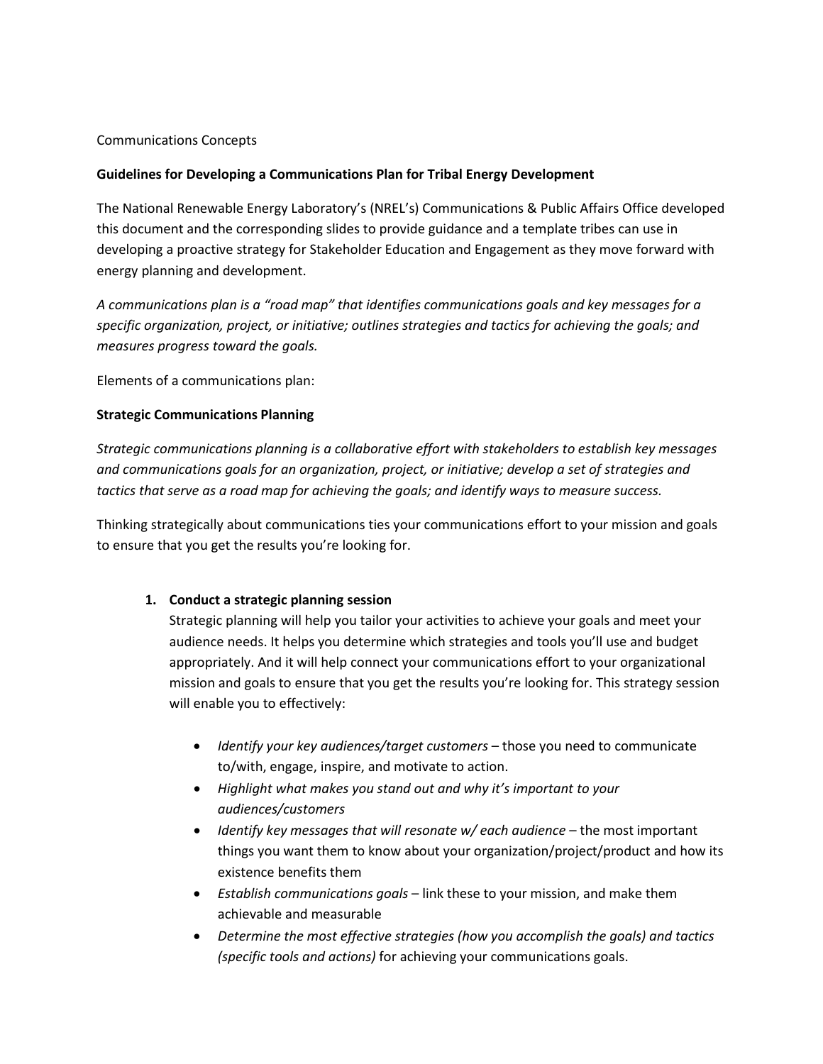Communications Concepts

**Guidelines for Developing a Communications Plan for Tribal Energy Development**

The National Renewable Energy Laboratory's (NREL's) Communications & Public Affairs Office developed this document and the corresponding slides to provide guidance and a template tribes can use in developing a proactive strategy for Stakeholder Education and Engagement as they move forward with energy planning and development.

*A communications plan is a "road map" that identifies communications goals and key messages for a specific organization, project, or initiative; outlines strategies and tactics for achieving the goals; and measures progress toward the goals.*

Elements of a communications plan:

**Strategic Communications Planning**

*Strategic communications planning is a collaborative effort with stakeholders to establish key messages and communications goals for an organization, project, or initiative; develop a set of strategies and tactics that serve as a road map for achieving the goals; and identify ways to measure success.*

Thinking strategically about communications ties your communications effort to your mission and goals to ensure that you get the results you're looking for.

1. **Conduct a strategic planning session**
   Strategic planning will help you tailor your activities to achieve your goals and meet your audience needs. It helps you determine which strategies and tools you'll use and budget appropriately. And it will help connect your communications effort to your organizational mission and goals to ensure that you get the results you're looking for. This strategy session will enable you to effectively:

   - *Identify your key audiences/target customers* – those you need to communicate to/with, engage, inspire, and motivate to action.
   - *Highlight what makes you stand out and why it's important to your audiences/customers*
   - *Identify key messages that will resonate w/ each audience* – the most important things you want them to know about your organization/project/product and how its existence benefits them
   - *Establish communications goals* – link these to your mission, and make them achievable and measurable
   - *Determine the most effective strategies (how you accomplish the goals) and tactics (specific tools and actions)* for achieving your communications goals.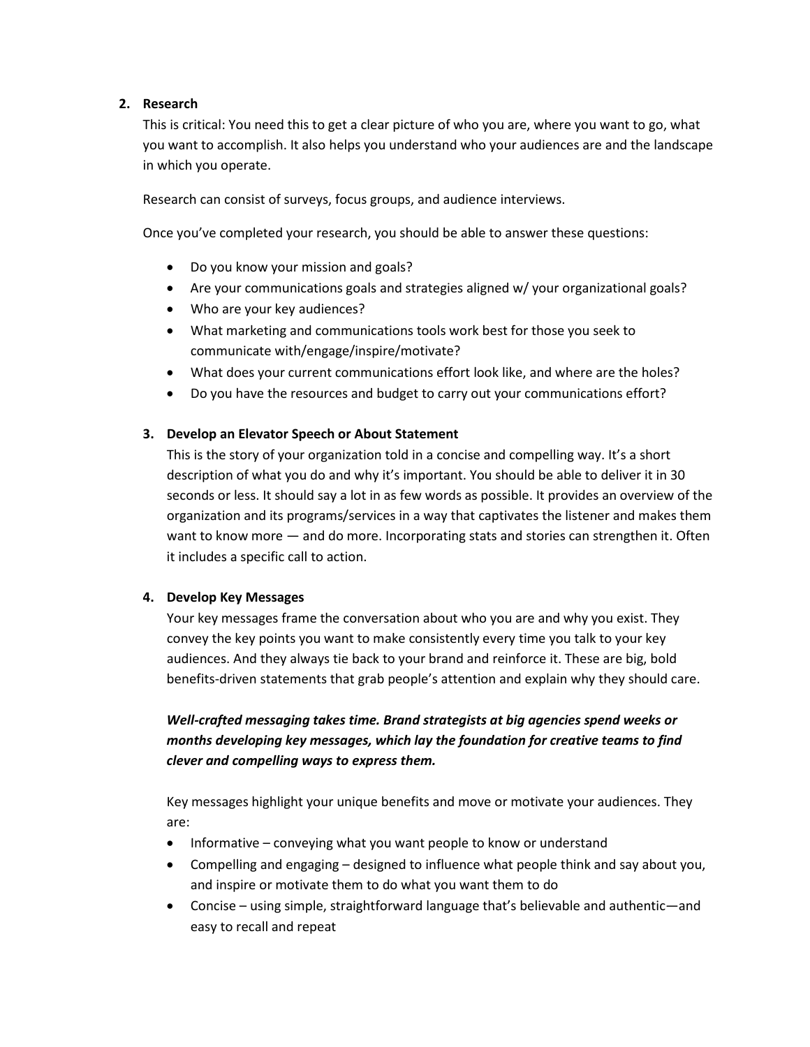2. **Research**

   This is critical: You need this to get a clear picture of who you are, where you want to go, what you want to accomplish. It also helps you understand who your audiences are and the landscape in which you operate.

   Research can consist of surveys, focus groups, and audience interviews.

   Once you've completed your research, you should be able to answer these questions:

   - Do you know your mission and goals?
   - Are your communications goals and strategies aligned w/ your organizational goals?
   - Who are your key audiences?
   - What marketing and communications tools work best for those you seek to communicate with/engage/inspire/motivate?
   - What does your current communications effort look like, and where are the holes?
   - Do you have the resources and budget to carry out your communications effort?

3. **Develop an Elevator Speech or About Statement**

   This is the story of your organization told in a concise and compelling way. It's a short description of what you do and why it's important. You should be able to deliver it in 30 seconds or less. It should say a lot in as few words as possible. It provides an overview of the organization and its programs/services in a way that captivates the listener and makes them want to know more — and do more. Incorporating stats and stories can strengthen it. Often it includes a specific call to action.

4. **Develop Key Messages**

   Your key messages frame the conversation about who you are and why you exist. They convey the key points you want to make consistently every time you talk to your key audiences. And they always tie back to your brand and reinforce it. These are big, bold benefits-driven statements that grab people's attention and explain why they should care.

   ***Well-crafted messaging takes time. Brand strategists at big agencies spend weeks or months developing key messages, which lay the foundation for creative teams to find clever and compelling ways to express them.***

   Key messages highlight your unique benefits and move or motivate your audiences. They are:

   - Informative – conveying what you want people to know or understand
   - Compelling and engaging – designed to influence what people think and say about you, and inspire or motivate them to do what you want them to do
   - Concise – using simple, straightforward language that's believable and authentic—and easy to recall and repeat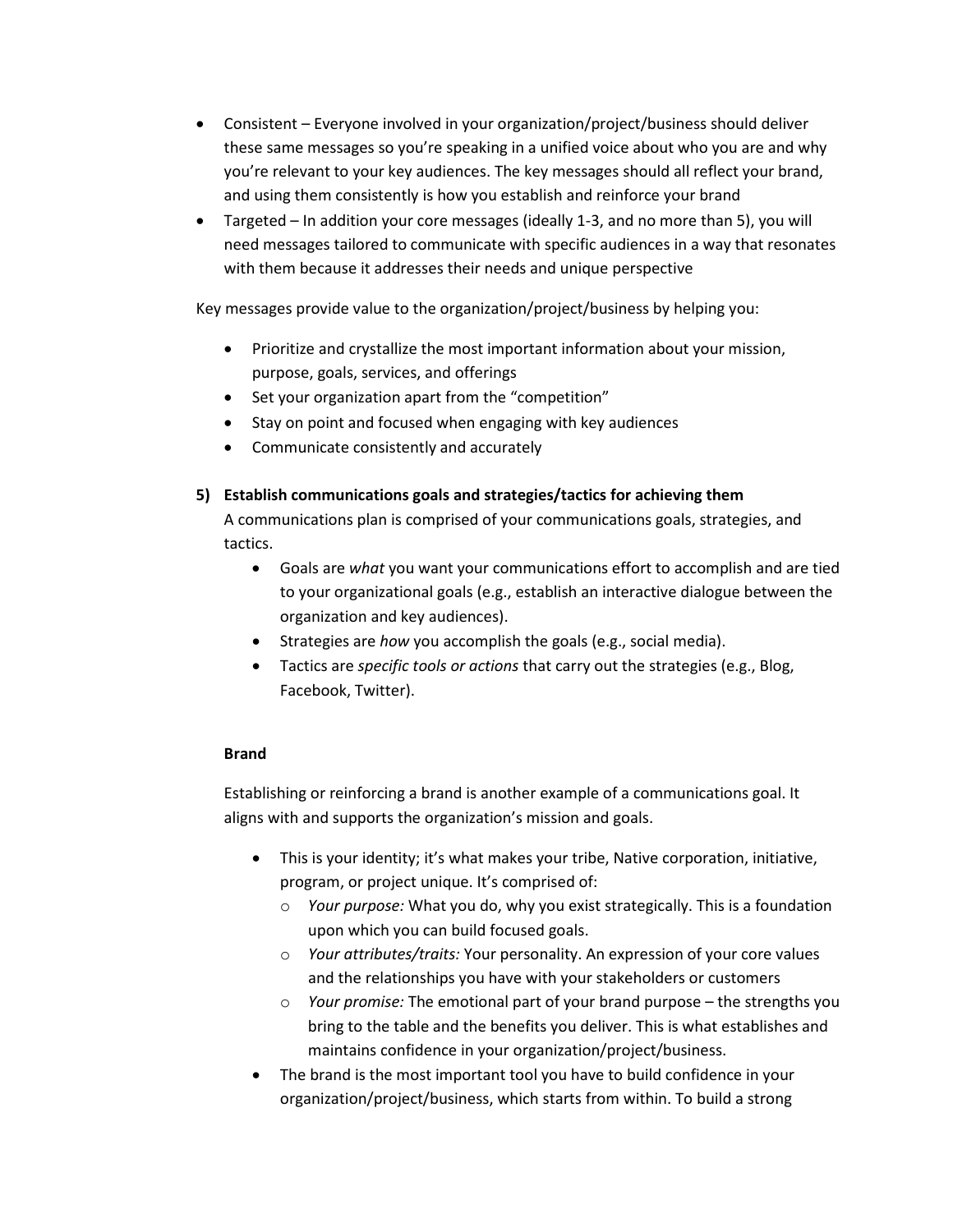- Consistent – Everyone involved in your organization/project/business should deliver these same messages so you're speaking in a unified voice about who you are and why you're relevant to your key audiences. The key messages should all reflect your brand, and using them consistently is how you establish and reinforce your brand
- Targeted – In addition your core messages (ideally 1-3, and no more than 5), you will need messages tailored to communicate with specific audiences in a way that resonates with them because it addresses their needs and unique perspective

Key messages provide value to the organization/project/business by helping you:

- Prioritize and crystallize the most important information about your mission, purpose, goals, services, and offerings
- Set your organization apart from the "competition"
- Stay on point and focused when engaging with key audiences
- Communicate consistently and accurately

**5) Establish communications goals and strategies/tactics for achieving them**

A communications plan is comprised of your communications goals, strategies, and tactics.

- Goals are *what* you want your communications effort to accomplish and are tied to your organizational goals (e.g., establish an interactive dialogue between the organization and key audiences).
- Strategies are *how* you accomplish the goals (e.g., social media).
- Tactics are *specific tools or actions* that carry out the strategies (e.g., Blog, Facebook, Twitter).

**Brand**

Establishing or reinforcing a brand is another example of a communications goal. It aligns with and supports the organization's mission and goals.

- This is your identity; it's what makes your tribe, Native corporation, initiative, program, or project unique. It's comprised of:
  - *Your purpose:* What you do, why you exist strategically. This is a foundation upon which you can build focused goals.
  - *Your attributes/traits:* Your personality. An expression of your core values and the relationships you have with your stakeholders or customers
  - *Your promise:* The emotional part of your brand purpose – the strengths you bring to the table and the benefits you deliver. This is what establishes and maintains confidence in your organization/project/business.
- The brand is the most important tool you have to build confidence in your organization/project/business, which starts from within. To build a strong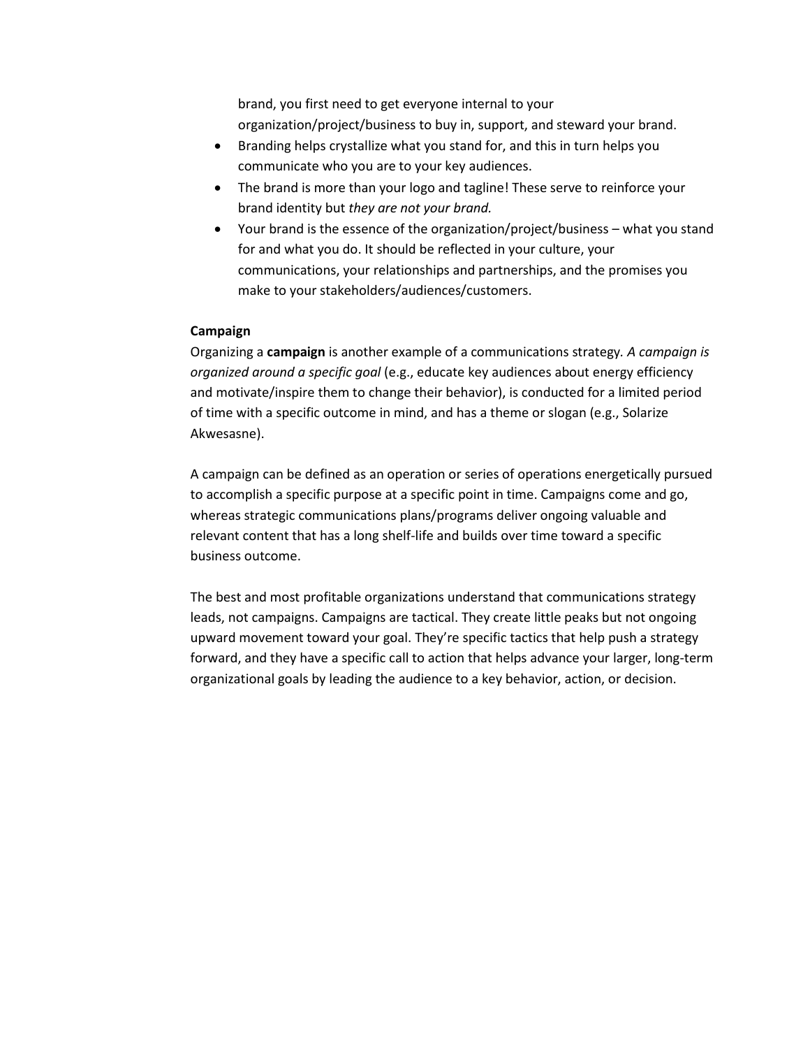brand, you first need to get everyone internal to your organization/project/business to buy in, support, and steward your brand.

- Branding helps crystallize what you stand for, and this in turn helps you communicate who you are to your key audiences.
- The brand is more than your logo and tagline! These serve to reinforce your brand identity but *they are not your brand.*
- Your brand is the essence of the organization/project/business – what you stand for and what you do. It should be reflected in your culture, your communications, your relationships and partnerships, and the promises you make to your stakeholders/audiences/customers.

**Campaign**

Organizing a **campaign** is another example of a communications strategy. *A campaign is organized around a specific goal* (e.g., educate key audiences about energy efficiency and motivate/inspire them to change their behavior), is conducted for a limited period of time with a specific outcome in mind, and has a theme or slogan (e.g., Solarize Akwesasne).

A campaign can be defined as an operation or series of operations energetically pursued to accomplish a specific purpose at a specific point in time. Campaigns come and go, whereas strategic communications plans/programs deliver ongoing valuable and relevant content that has a long shelf-life and builds over time toward a specific business outcome.

The best and most profitable organizations understand that communications strategy leads, not campaigns. Campaigns are tactical. They create little peaks but not ongoing upward movement toward your goal. They're specific tactics that help push a strategy forward, and they have a specific call to action that helps advance your larger, long-term organizational goals by leading the audience to a key behavior, action, or decision.